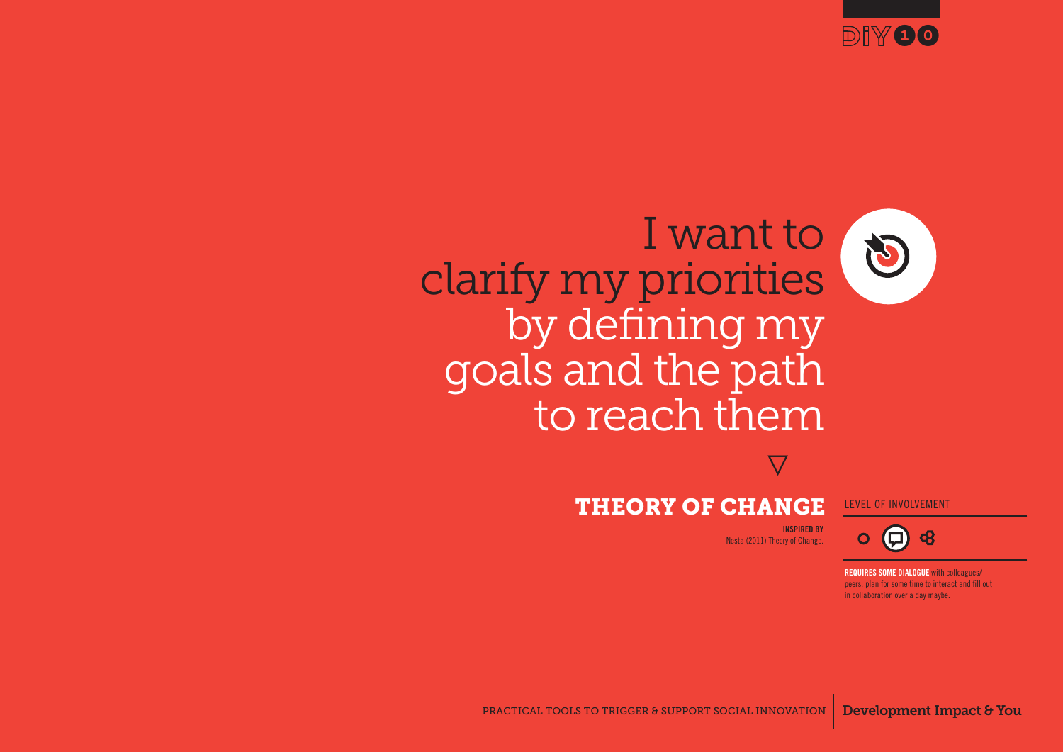DIY 10

# I want to clarify my priorities by defining my goals and the path to reach them

## THEORY OF CHANGE

**INSPIRED BY**
Nesta (2011) Theory of Change.

LEVEL OF INVOLVEMENT

**REQUIRES SOME DIALOGUE** with colleagues/ peers, plan for some time to interact and fill out in collaboration over a day maybe.

PRACTICAL TOOLS TO TRIGGER & SUPPORT SOCIAL INNOVATION | **Development Impact & You**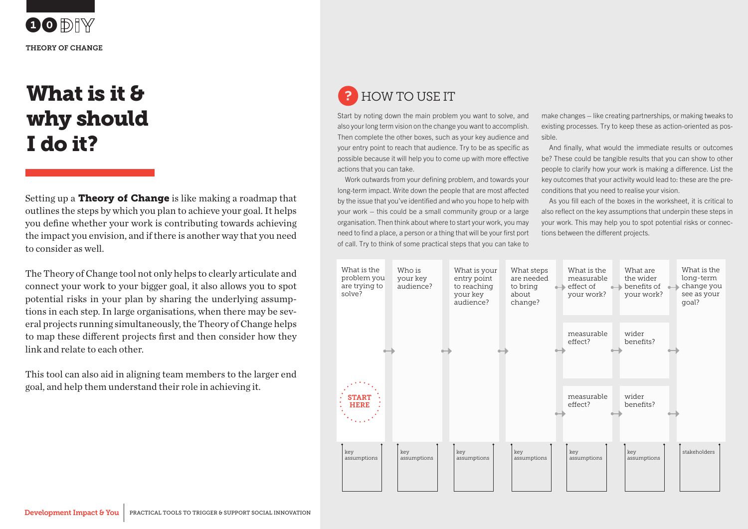10 DIY

THEORY OF CHANGE

# What is it & why should I do it?

Setting up a **Theory of Change** is like making a roadmap that outlines the steps by which you plan to achieve your goal. It helps you define whether your work is contributing towards achieving the impact you envision, and if there is another way that you need to consider as well.

The Theory of Change tool not only helps to clearly articulate and connect your work to your bigger goal, it also allows you to spot potential risks in your plan by sharing the underlying assumptions in each step. In large organisations, when there may be several projects running simultaneously, the Theory of Change helps to map these different projects first and then consider how they link and relate to each other.

This tool can also aid in aligning team members to the larger end goal, and help them understand their role in achieving it.

## HOW TO USE IT

Start by noting down the main problem you want to solve, and also your long term vision on the change you want to accomplish. Then complete the other boxes, such as your key audience and your entry point to reach that audience. Try to be as specific as possible because it will help you to come up with more effective actions that you can take.

Work outwards from your defining problem, and towards your long-term impact. Write down the people that are most affected by the issue that you've identified and who you hope to help with your work – this could be a small community group or a large organisation. Then think about where to start your work, you may need to find a place, a person or a thing that will be your first port of call. Try to think of some practical steps that you can take to make changes – like creating partnerships, or making tweaks to existing processes. Try to keep these as action-oriented as possible.

And finally, what would the immediate results or outcomes be? These could be tangible results that you can show to other people to clarify how your work is making a difference. List the key outcomes that your activity would lead to: these are the preconditions that you need to realise your vision.

As you fill each of the boxes in the worksheet, it is critical to also reflect on the key assumptions that underpin these steps in your work. This may help you to spot potential risks or connections between the different projects.

| What is the problem you are trying to solve? (START HERE) | Who is your key audience? | What is your entry point to reaching your key audience? | What steps are needed to bring about change? | What is the measurable effect of your work? | What are the wider benefits of your work? | What is the long-term change you see as your goal? |
|---|---|---|---|---|---|---|
| | | | | measurable effect? | wider benefits? | |
| | | | | measurable effect? | wider benefits? | |
| key assumptions | key assumptions | key assumptions | key assumptions | key assumptions | key assumptions | stakeholders |

Development Impact & You | PRACTICAL TOOLS TO TRIGGER & SUPPORT SOCIAL INNOVATION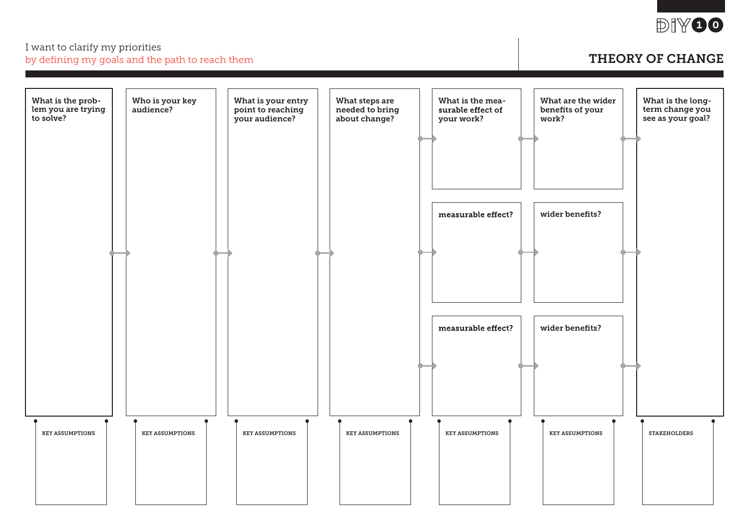I want to clarify my priorities
by defining my goals and the path to reach them

DIY 10

# THEORY OF CHANGE

**What is the problem you are trying to solve?**

KEY ASSUMPTIONS

**Who is your key audience?**

KEY ASSUMPTIONS

**What is your entry point to reaching your audience?**

KEY ASSUMPTIONS

**What steps are needed to bring about change?**

KEY ASSUMPTIONS

**What is the measurable effect of your work?**

**measurable effect?**

**measurable effect?**

KEY ASSUMPTIONS

**What are the wider benefits of your work?**

**wider benefits?**

**wider benefits?**

KEY ASSUMPTIONS

**What is the long-term change you see as your goal?**

STAKEHOLDERS